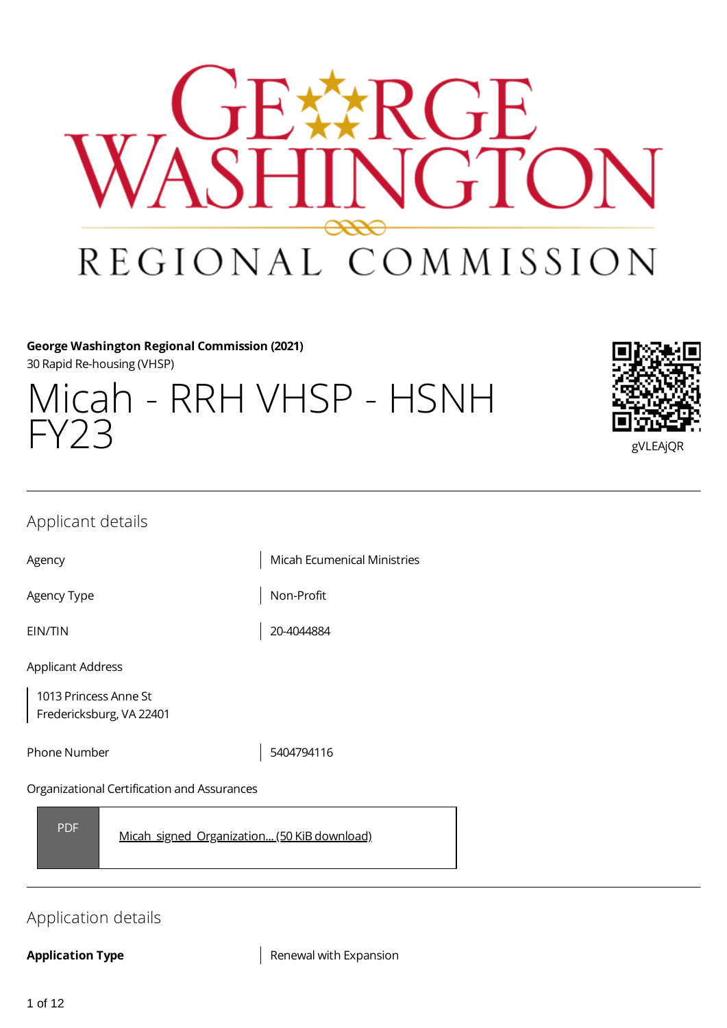GEORGE WASHINGTON REGIONAL COMMISSION

**George Washington Regional Commission (2021)**
30 Rapid Re-housing (VHSP)

# Micah - RRH VHSP - HSNH FY23

gVLEAjQR

## Applicant details

| | |
|---|---|
| Agency | Micah Ecumenical Ministries |
| Agency Type | Non-Profit |
| EIN/TIN | 20-4044884 |

Applicant Address

1013 Princess Anne St
Fredericksburg, VA 22401

| | |
|---|---|
| Phone Number | 5404794116 |

Organizational Certification and Assurances

PDF — Micah_signed_Organization... (50 KiB download)

## Application details

| | |
|---|---|
| **Application Type** | Renewal with Expansion |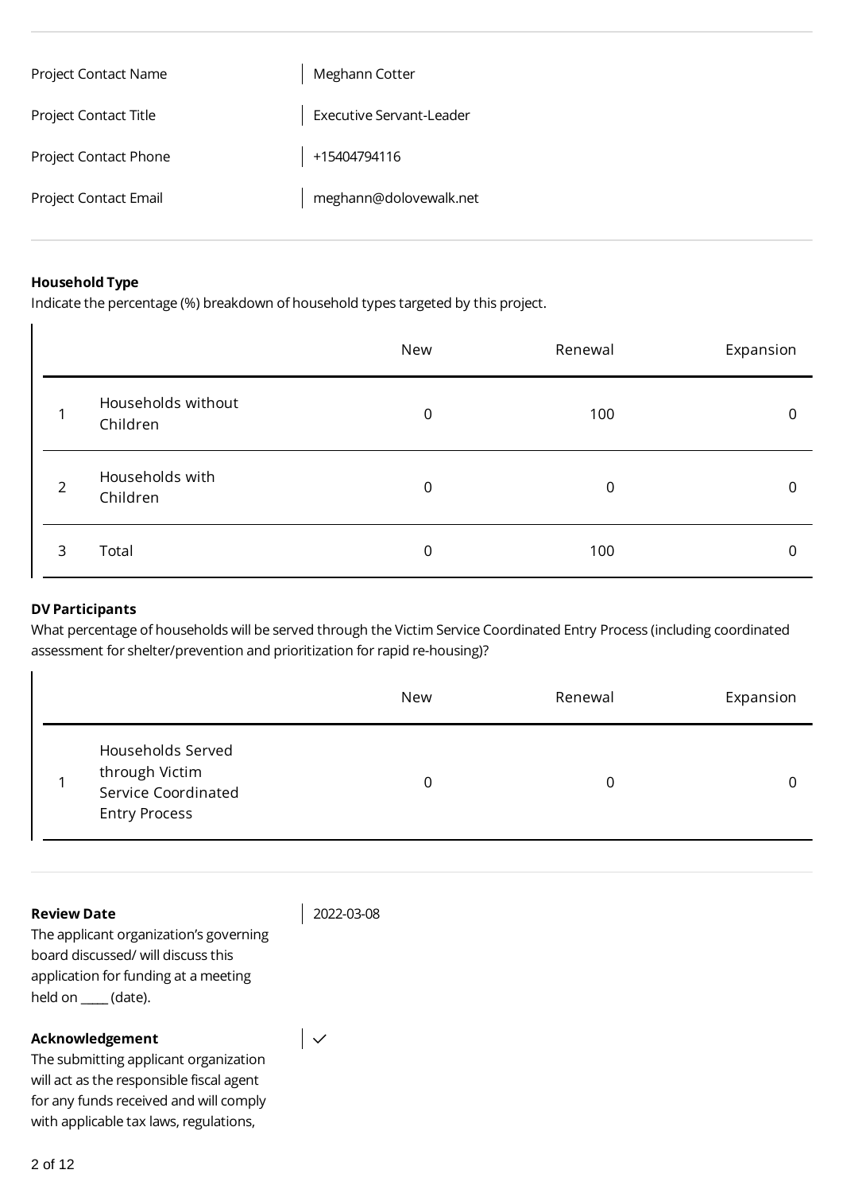| | |
|---|---|
| Project Contact Name | Meghann Cotter |
| Project Contact Title | Executive Servant-Leader |
| Project Contact Phone | +15404794116 |
| Project Contact Email | meghann@dolovewalk.net |

**Household Type**

Indicate the percentage (%) breakdown of household types targeted by this project.

| | | New | Renewal | Expansion |
|---|---|---|---|---|
| 1 | Households without Children | 0 | 100 | 0 |
| 2 | Households with Children | 0 | 0 | 0 |
| 3 | Total | 0 | 100 | 0 |

**DV Participants**

What percentage of households will be served through the Victim Service Coordinated Entry Process (including coordinated assessment for shelter/prevention and prioritization for rapid re-housing)?

| | | New | Renewal | Expansion |
|---|---|---|---|---|
| 1 | Households Served through Victim Service Coordinated Entry Process | 0 | 0 | 0 |

**Review Date**

The applicant organization's governing board discussed/ will discuss this application for funding at a meeting held on ____ (date).

2022-03-08

**Acknowledgement**

The submitting applicant organization will act as the responsible fiscal agent for any funds received and will comply with applicable tax laws, regulations,

✓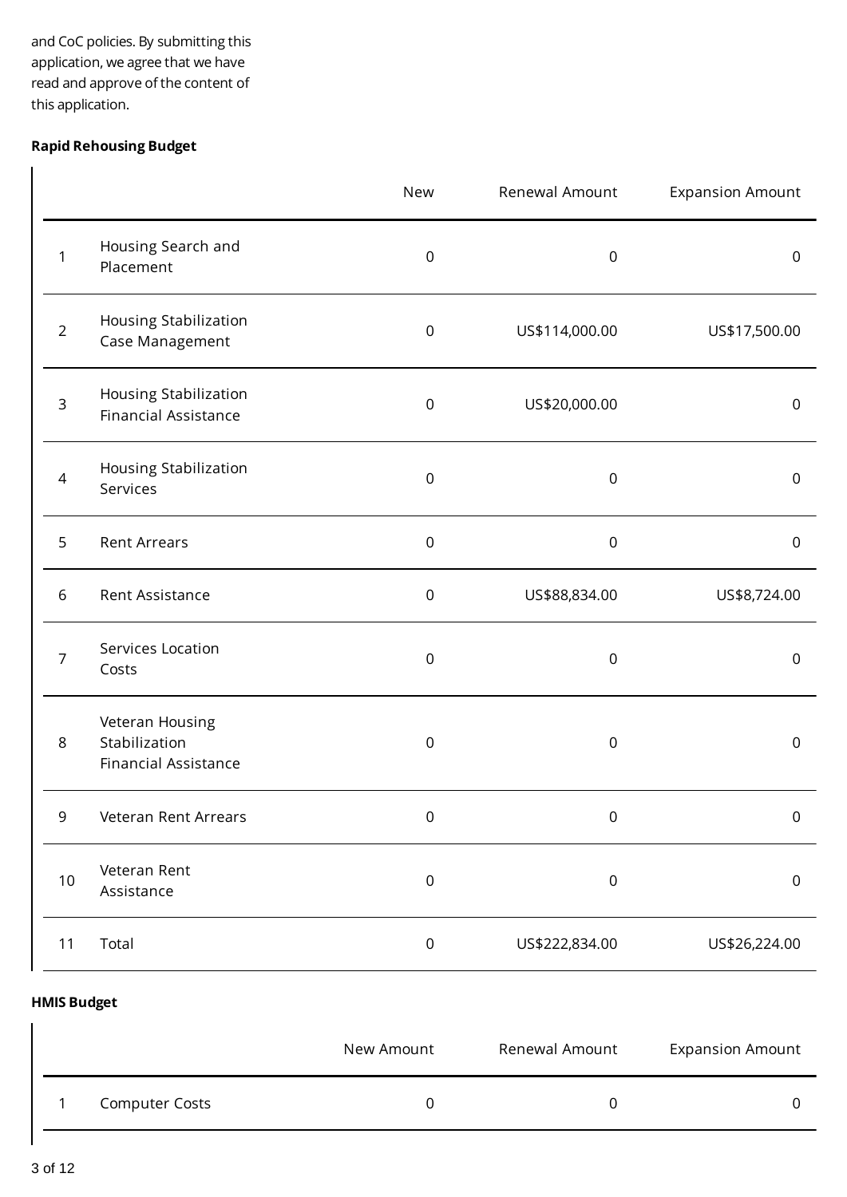and CoC policies. By submitting this application, we agree that we have read and approve of the content of this application.

**Rapid Rehousing Budget**

| | | New | Renewal Amount | Expansion Amount |
|---|---|---|---|---|
| 1 | Housing Search and Placement | 0 | 0 | 0 |
| 2 | Housing Stabilization Case Management | 0 | US$114,000.00 | US$17,500.00 |
| 3 | Housing Stabilization Financial Assistance | 0 | US$20,000.00 | 0 |
| 4 | Housing Stabilization Services | 0 | 0 | 0 |
| 5 | Rent Arrears | 0 | 0 | 0 |
| 6 | Rent Assistance | 0 | US$88,834.00 | US$8,724.00 |
| 7 | Services Location Costs | 0 | 0 | 0 |
| 8 | Veteran Housing Stabilization Financial Assistance | 0 | 0 | 0 |
| 9 | Veteran Rent Arrears | 0 | 0 | 0 |
| 10 | Veteran Rent Assistance | 0 | 0 | 0 |
| 11 | Total | 0 | US$222,834.00 | US$26,224.00 |

**HMIS Budget**

| | | New Amount | Renewal Amount | Expansion Amount |
|---|---|---|---|---|
| 1 | Computer Costs | 0 | 0 | 0 |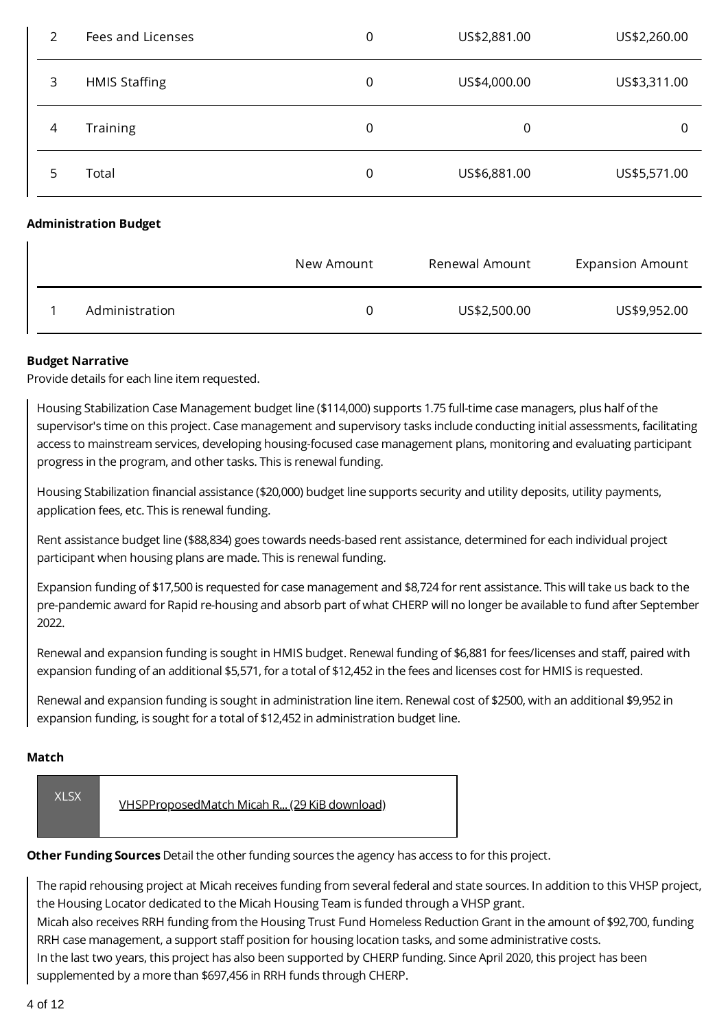| 2 | Fees and Licenses | 0 | US$2,881.00 | US$2,260.00 |
|---|---|---|---|---|
| 3 | HMIS Staffing | 0 | US$4,000.00 | US$3,311.00 |
| 4 | Training | 0 | 0 | 0 |
| 5 | Total | 0 | US$6,881.00 | US$5,571.00 |

**Administration Budget**

| | | New Amount | Renewal Amount | Expansion Amount |
|---|---|---|---|---|
| 1 | Administration | 0 | US$2,500.00 | US$9,952.00 |

**Budget Narrative**
Provide details for each line item requested.

Housing Stabilization Case Management budget line ($114,000) supports 1.75 full-time case managers, plus half of the supervisor's time on this project. Case management and supervisory tasks include conducting initial assessments, facilitating access to mainstream services, developing housing-focused case management plans, monitoring and evaluating participant progress in the program, and other tasks. This is renewal funding.

Housing Stabilization financial assistance ($20,000) budget line supports security and utility deposits, utility payments, application fees, etc. This is renewal funding.

Rent assistance budget line ($88,834) goes towards needs-based rent assistance, determined for each individual project participant when housing plans are made. This is renewal funding.

Expansion funding of $17,500 is requested for case management and $8,724 for rent assistance. This will take us back to the pre-pandemic award for Rapid re-housing and absorb part of what CHERP will no longer be available to fund after September 2022.

Renewal and expansion funding is sought in HMIS budget. Renewal funding of $6,881 for fees/licenses and staff, paired with expansion funding of an additional $5,571, for a total of $12,452 in the fees and licenses cost for HMIS is requested.

Renewal and expansion funding is sought in administration line item. Renewal cost of $2500, with an additional $9,952 in expansion funding, is sought for a total of $12,452 in administration budget line.

**Match**

| XLSX | VHSPProposedMatch Micah R... (29 KiB download) |
|---|---|

**Other Funding Sources** Detail the other funding sources the agency has access to for this project.

The rapid rehousing project at Micah receives funding from several federal and state sources. In addition to this VHSP project, the Housing Locator dedicated to the Micah Housing Team is funded through a VHSP grant.
Micah also receives RRH funding from the Housing Trust Fund Homeless Reduction Grant in the amount of $92,700, funding RRH case management, a support staff position for housing location tasks, and some administrative costs.
In the last two years, this project has also been supported by CHERP funding. Since April 2020, this project has been supplemented by a more than $697,456 in RRH funds through CHERP.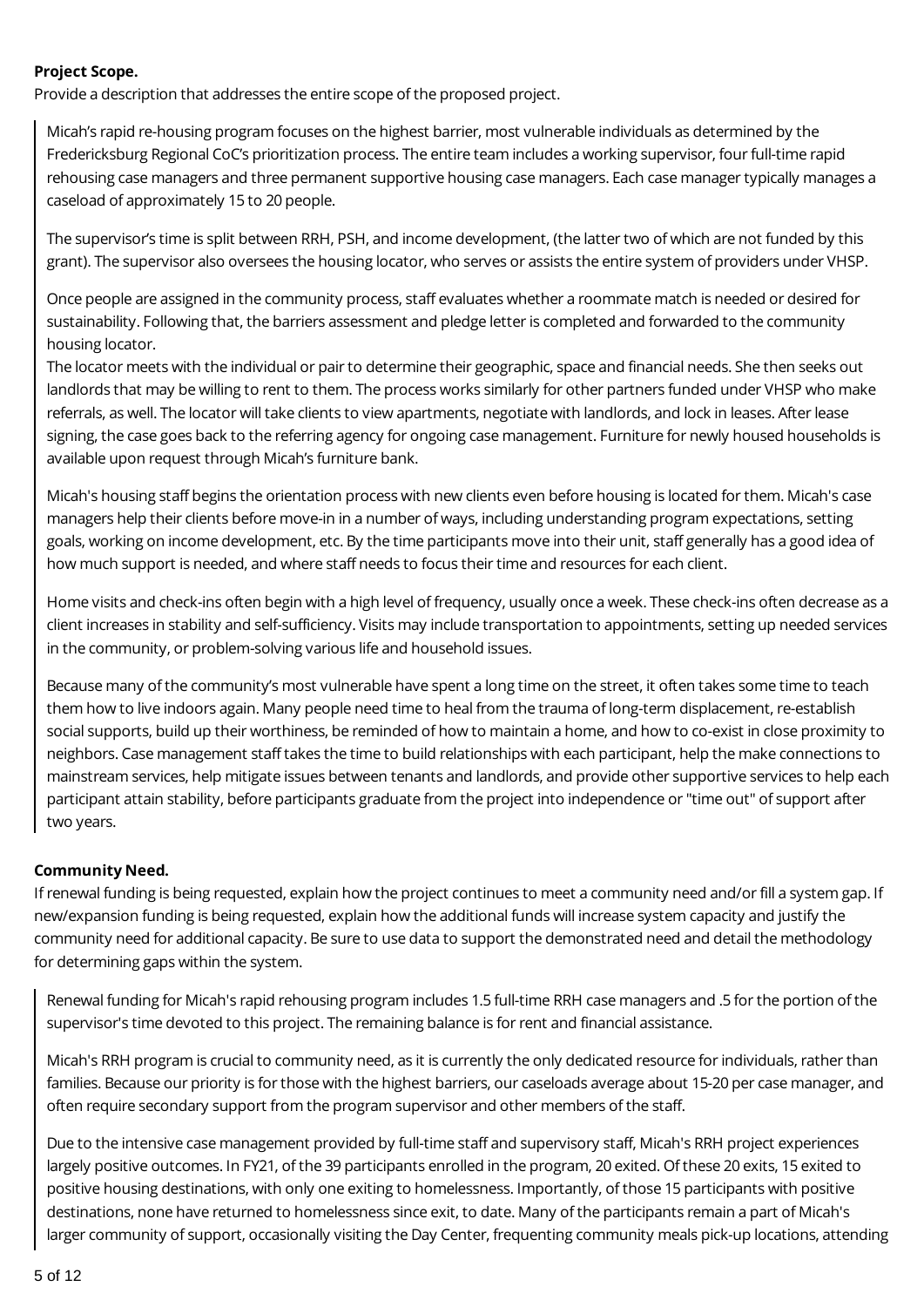**Project Scope.**

Provide a description that addresses the entire scope of the proposed project.

> Micah's rapid re-housing program focuses on the highest barrier, most vulnerable individuals as determined by the Fredericksburg Regional CoC's prioritization process. The entire team includes a working supervisor, four full-time rapid rehousing case managers and three permanent supportive housing case managers. Each case manager typically manages a caseload of approximately 15 to 20 people.
>
> The supervisor's time is split between RRH, PSH, and income development, (the latter two of which are not funded by this grant). The supervisor also oversees the housing locator, who serves or assists the entire system of providers under VHSP.
>
> Once people are assigned in the community process, staff evaluates whether a roommate match is needed or desired for sustainability. Following that, the barriers assessment and pledge letter is completed and forwarded to the community housing locator.
> The locator meets with the individual or pair to determine their geographic, space and financial needs. She then seeks out landlords that may be willing to rent to them. The process works similarly for other partners funded under VHSP who make referrals, as well. The locator will take clients to view apartments, negotiate with landlords, and lock in leases. After lease signing, the case goes back to the referring agency for ongoing case management. Furniture for newly housed households is available upon request through Micah's furniture bank.
>
> Micah's housing staff begins the orientation process with new clients even before housing is located for them. Micah's case managers help their clients before move-in in a number of ways, including understanding program expectations, setting goals, working on income development, etc. By the time participants move into their unit, staff generally has a good idea of how much support is needed, and where staff needs to focus their time and resources for each client.
>
> Home visits and check-ins often begin with a high level of frequency, usually once a week. These check-ins often decrease as a client increases in stability and self-sufficiency. Visits may include transportation to appointments, setting up needed services in the community, or problem-solving various life and household issues.
>
> Because many of the community's most vulnerable have spent a long time on the street, it often takes some time to teach them how to live indoors again. Many people need time to heal from the trauma of long-term displacement, re-establish social supports, build up their worthiness, be reminded of how to maintain a home, and how to co-exist in close proximity to neighbors. Case management staff takes the time to build relationships with each participant, help the make connections to mainstream services, help mitigate issues between tenants and landlords, and provide other supportive services to help each participant attain stability, before participants graduate from the project into independence or "time out" of support after two years.

**Community Need.**

If renewal funding is being requested, explain how the project continues to meet a community need and/or fill a system gap. If new/expansion funding is being requested, explain how the additional funds will increase system capacity and justify the community need for additional capacity. Be sure to use data to support the demonstrated need and detail the methodology for determining gaps within the system.

> Renewal funding for Micah's rapid rehousing program includes 1.5 full-time RRH case managers and .5 for the portion of the supervisor's time devoted to this project. The remaining balance is for rent and financial assistance.
>
> Micah's RRH program is crucial to community need, as it is currently the only dedicated resource for individuals, rather than families. Because our priority is for those with the highest barriers, our caseloads average about 15-20 per case manager, and often require secondary support from the program supervisor and other members of the staff.
>
> Due to the intensive case management provided by full-time staff and supervisory staff, Micah's RRH project experiences largely positive outcomes. In FY21, of the 39 participants enrolled in the program, 20 exited. Of these 20 exits, 15 exited to positive housing destinations, with only one exiting to homelessness. Importantly, of those 15 participants with positive destinations, none have returned to homelessness since exit, to date. Many of the participants remain a part of Micah's larger community of support, occasionally visiting the Day Center, frequenting community meals pick-up locations, attending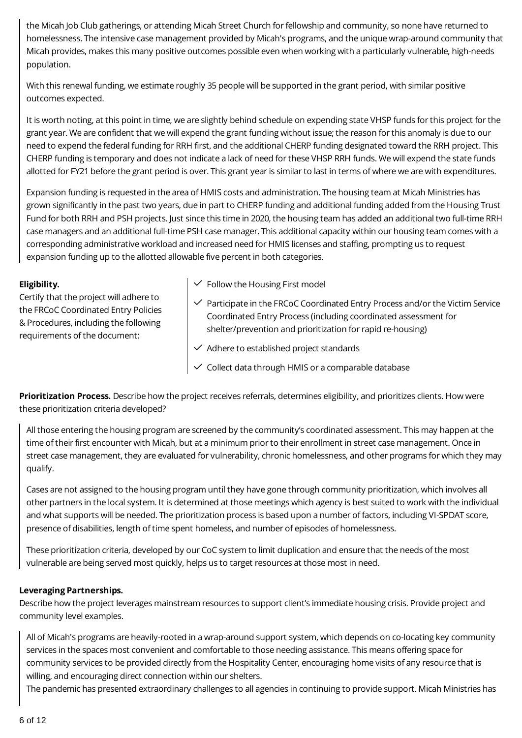the Micah Job Club gatherings, or attending Micah Street Church for fellowship and community, so none have returned to homelessness. The intensive case management provided by Micah's programs, and the unique wrap-around community that Micah provides, makes this many positive outcomes possible even when working with a particularly vulnerable, high-needs population.

With this renewal funding, we estimate roughly 35 people will be supported in the grant period, with similar positive outcomes expected.

It is worth noting, at this point in time, we are slightly behind schedule on expending state VHSP funds for this project for the grant year. We are confident that we will expend the grant funding without issue; the reason for this anomaly is due to our need to expend the federal funding for RRH first, and the additional CHERP funding designated toward the RRH project. This CHERP funding is temporary and does not indicate a lack of need for these VHSP RRH funds. We will expend the state funds allotted for FY21 before the grant period is over. This grant year is similar to last in terms of where we are with expenditures.

Expansion funding is requested in the area of HMIS costs and administration. The housing team at Micah Ministries has grown significantly in the past two years, due in part to CHERP funding and additional funding added from the Housing Trust Fund for both RRH and PSH projects. Just since this time in 2020, the housing team has added an additional two full-time RRH case managers and an additional full-time PSH case manager. This additional capacity within our housing team comes with a corresponding administrative workload and increased need for HMIS licenses and staffing, prompting us to request expansion funding up to the allotted allowable five percent in both categories.

**Eligibility.**
Certify that the project will adhere to the FRCoC Coordinated Entry Policies & Procedures, including the following requirements of the document:

- ✓ Follow the Housing First model
- ✓ Participate in the FRCoC Coordinated Entry Process and/or the Victim Service Coordinated Entry Process (including coordinated assessment for shelter/prevention and prioritization for rapid re-housing)
- ✓ Adhere to established project standards
- ✓ Collect data through HMIS or a comparable database

**Prioritization Process.** Describe how the project receives referrals, determines eligibility, and prioritizes clients. How were these prioritization criteria developed?

All those entering the housing program are screened by the community's coordinated assessment. This may happen at the time of their first encounter with Micah, but at a minimum prior to their enrollment in street case management. Once in street case management, they are evaluated for vulnerability, chronic homelessness, and other programs for which they may qualify.

Cases are not assigned to the housing program until they have gone through community prioritization, which involves all other partners in the local system. It is determined at those meetings which agency is best suited to work with the individual and what supports will be needed. The prioritization process is based upon a number of factors, including VI-SPDAT score, presence of disabilities, length of time spent homeless, and number of episodes of homelessness.

These prioritization criteria, developed by our CoC system to limit duplication and ensure that the needs of the most vulnerable are being served most quickly, helps us to target resources at those most in need.

**Leveraging Partnerships.**
Describe how the project leverages mainstream resources to support client's immediate housing crisis. Provide project and community level examples.

All of Micah's programs are heavily-rooted in a wrap-around support system, which depends on co-locating key community services in the spaces most convenient and comfortable to those needing assistance. This means offering space for community services to be provided directly from the Hospitality Center, encouraging home visits of any resource that is willing, and encouraging direct connection within our shelters.
The pandemic has presented extraordinary challenges to all agencies in continuing to provide support. Micah Ministries has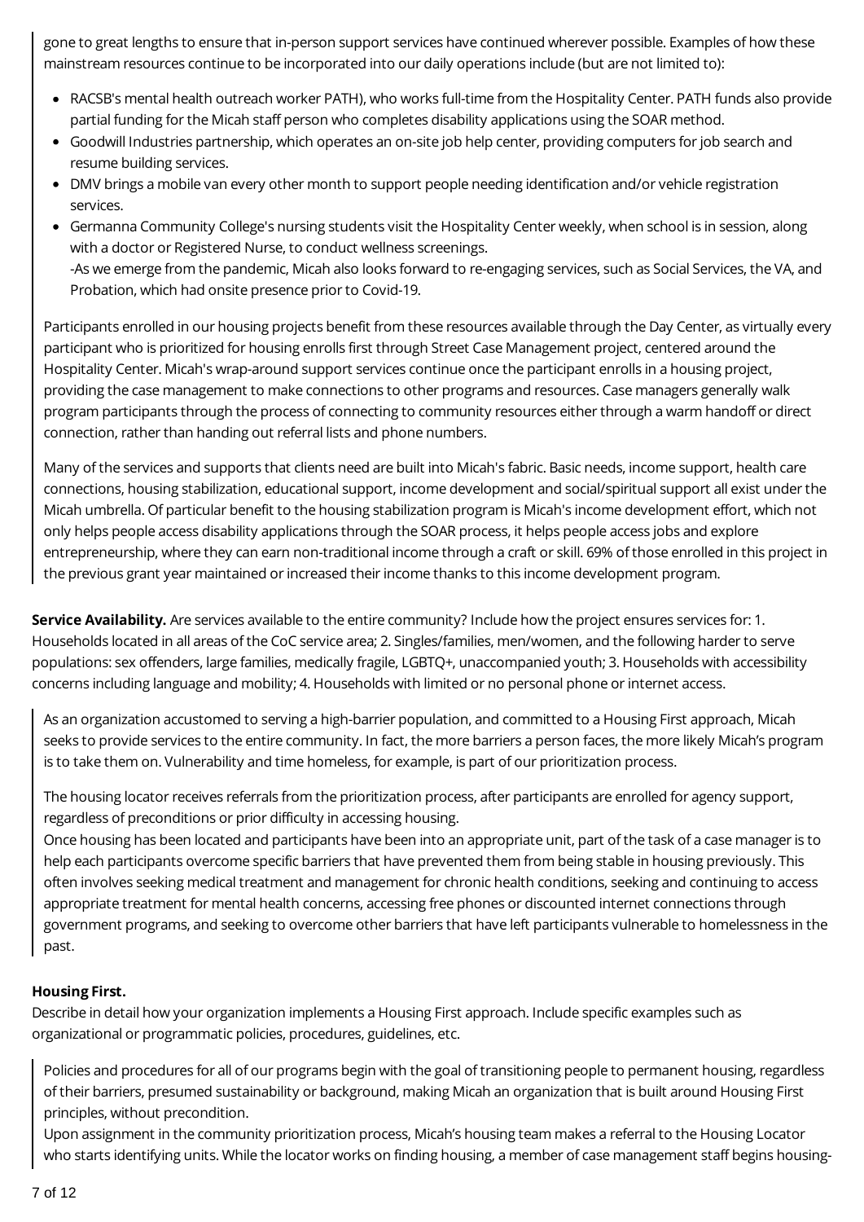gone to great lengths to ensure that in-person support services have continued wherever possible. Examples of how these mainstream resources continue to be incorporated into our daily operations include (but are not limited to):

- RACSB's mental health outreach worker PATH), who works full-time from the Hospitality Center. PATH funds also provide partial funding for the Micah staff person who completes disability applications using the SOAR method.
- Goodwill Industries partnership, which operates an on-site job help center, providing computers for job search and resume building services.
- DMV brings a mobile van every other month to support people needing identification and/or vehicle registration services.
- Germanna Community College's nursing students visit the Hospitality Center weekly, when school is in session, along with a doctor or Registered Nurse, to conduct wellness screenings.
  -As we emerge from the pandemic, Micah also looks forward to re-engaging services, such as Social Services, the VA, and Probation, which had onsite presence prior to Covid-19.

Participants enrolled in our housing projects benefit from these resources available through the Day Center, as virtually every participant who is prioritized for housing enrolls first through Street Case Management project, centered around the Hospitality Center. Micah's wrap-around support services continue once the participant enrolls in a housing project, providing the case management to make connections to other programs and resources. Case managers generally walk program participants through the process of connecting to community resources either through a warm handoff or direct connection, rather than handing out referral lists and phone numbers.

Many of the services and supports that clients need are built into Micah's fabric. Basic needs, income support, health care connections, housing stabilization, educational support, income development and social/spiritual support all exist under the Micah umbrella. Of particular benefit to the housing stabilization program is Micah's income development effort, which not only helps people access disability applications through the SOAR process, it helps people access jobs and explore entrepreneurship, where they can earn non-traditional income through a craft or skill. 69% of those enrolled in this project in the previous grant year maintained or increased their income thanks to this income development program.

**Service Availability.** Are services available to the entire community? Include how the project ensures services for: 1. Households located in all areas of the CoC service area; 2. Singles/families, men/women, and the following harder to serve populations: sex offenders, large families, medically fragile, LGBTQ+, unaccompanied youth; 3. Households with accessibility concerns including language and mobility; 4. Households with limited or no personal phone or internet access.

As an organization accustomed to serving a high-barrier population, and committed to a Housing First approach, Micah seeks to provide services to the entire community. In fact, the more barriers a person faces, the more likely Micah's program is to take them on. Vulnerability and time homeless, for example, is part of our prioritization process.

The housing locator receives referrals from the prioritization process, after participants are enrolled for agency support, regardless of preconditions or prior difficulty in accessing housing.
Once housing has been located and participants have been into an appropriate unit, part of the task of a case manager is to help each participants overcome specific barriers that have prevented them from being stable in housing previously. This often involves seeking medical treatment and management for chronic health conditions, seeking and continuing to access appropriate treatment for mental health concerns, accessing free phones or discounted internet connections through government programs, and seeking to overcome other barriers that have left participants vulnerable to homelessness in the past.

**Housing First.**

Describe in detail how your organization implements a Housing First approach. Include specific examples such as organizational or programmatic policies, procedures, guidelines, etc.

Policies and procedures for all of our programs begin with the goal of transitioning people to permanent housing, regardless of their barriers, presumed sustainability or background, making Micah an organization that is built around Housing First principles, without precondition.
Upon assignment in the community prioritization process, Micah's housing team makes a referral to the Housing Locator who starts identifying units. While the locator works on finding housing, a member of case management staff begins housing-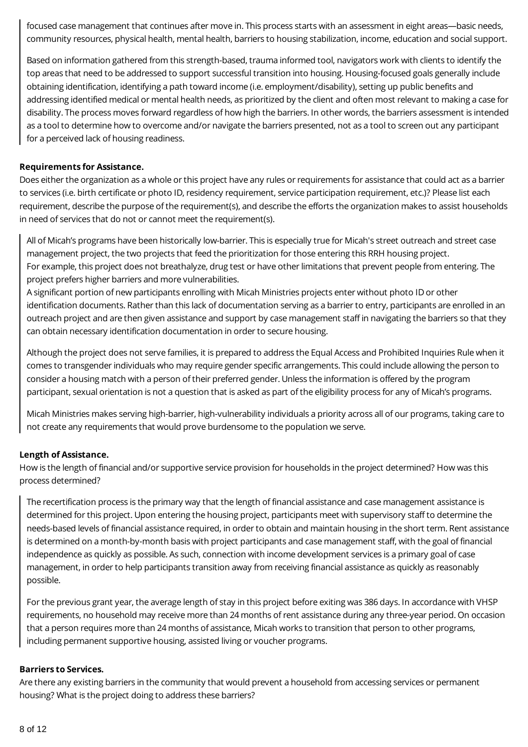focused case management that continues after move in. This process starts with an assessment in eight areas—basic needs, community resources, physical health, mental health, barriers to housing stabilization, income, education and social support.

Based on information gathered from this strength-based, trauma informed tool, navigators work with clients to identify the top areas that need to be addressed to support successful transition into housing. Housing-focused goals generally include obtaining identification, identifying a path toward income (i.e. employment/disability), setting up public benefits and addressing identified medical or mental health needs, as prioritized by the client and often most relevant to making a case for disability. The process moves forward regardless of how high the barriers. In other words, the barriers assessment is intended as a tool to determine how to overcome and/or navigate the barriers presented, not as a tool to screen out any participant for a perceived lack of housing readiness.

**Requirements for Assistance.**

Does either the organization as a whole or this project have any rules or requirements for assistance that could act as a barrier to services (i.e. birth certificate or photo ID, residency requirement, service participation requirement, etc.)? Please list each requirement, describe the purpose of the requirement(s), and describe the efforts the organization makes to assist households in need of services that do not or cannot meet the requirement(s).

All of Micah's programs have been historically low-barrier. This is especially true for Micah's street outreach and street case management project, the two projects that feed the prioritization for those entering this RRH housing project.
For example, this project does not breathalyze, drug test or have other limitations that prevent people from entering. The project prefers higher barriers and more vulnerabilities.
A significant portion of new participants enrolling with Micah Ministries projects enter without photo ID or other identification documents. Rather than this lack of documentation serving as a barrier to entry, participants are enrolled in an outreach project and are then given assistance and support by case management staff in navigating the barriers so that they can obtain necessary identification documentation in order to secure housing.

Although the project does not serve families, it is prepared to address the Equal Access and Prohibited Inquiries Rule when it comes to transgender individuals who may require gender specific arrangements. This could include allowing the person to consider a housing match with a person of their preferred gender. Unless the information is offered by the program participant, sexual orientation is not a question that is asked as part of the eligibility process for any of Micah's programs.

Micah Ministries makes serving high-barrier, high-vulnerability individuals a priority across all of our programs, taking care to not create any requirements that would prove burdensome to the population we serve.

**Length of Assistance.**

How is the length of financial and/or supportive service provision for households in the project determined? How was this process determined?

The recertification process is the primary way that the length of financial assistance and case management assistance is determined for this project. Upon entering the housing project, participants meet with supervisory staff to determine the needs-based levels of financial assistance required, in order to obtain and maintain housing in the short term. Rent assistance is determined on a month-by-month basis with project participants and case management staff, with the goal of financial independence as quickly as possible. As such, connection with income development services is a primary goal of case management, in order to help participants transition away from receiving financial assistance as quickly as reasonably possible.

For the previous grant year, the average length of stay in this project before exiting was 386 days. In accordance with VHSP requirements, no household may receive more than 24 months of rent assistance during any three-year period. On occasion that a person requires more than 24 months of assistance, Micah works to transition that person to other programs, including permanent supportive housing, assisted living or voucher programs.

**Barriers to Services.**

Are there any existing barriers in the community that would prevent a household from accessing services or permanent housing? What is the project doing to address these barriers?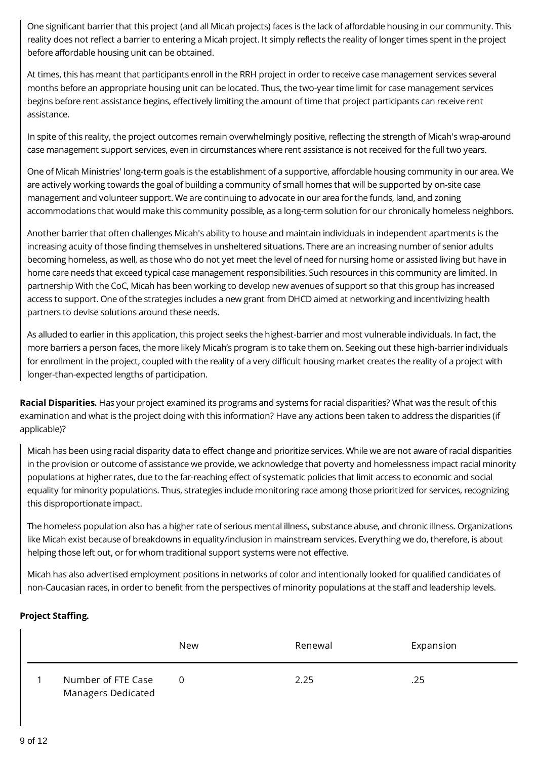One significant barrier that this project (and all Micah projects) faces is the lack of affordable housing in our community. This reality does not reflect a barrier to entering a Micah project. It simply reflects the reality of longer times spent in the project before affordable housing unit can be obtained.

At times, this has meant that participants enroll in the RRH project in order to receive case management services several months before an appropriate housing unit can be located. Thus, the two-year time limit for case management services begins before rent assistance begins, effectively limiting the amount of time that project participants can receive rent assistance.

In spite of this reality, the project outcomes remain overwhelmingly positive, reflecting the strength of Micah's wrap-around case management support services, even in circumstances where rent assistance is not received for the full two years.

One of Micah Ministries' long-term goals is the establishment of a supportive, affordable housing community in our area. We are actively working towards the goal of building a community of small homes that will be supported by on-site case management and volunteer support. We are continuing to advocate in our area for the funds, land, and zoning accommodations that would make this community possible, as a long-term solution for our chronically homeless neighbors.

Another barrier that often challenges Micah's ability to house and maintain individuals in independent apartments is the increasing acuity of those finding themselves in unsheltered situations. There are an increasing number of senior adults becoming homeless, as well, as those who do not yet meet the level of need for nursing home or assisted living but have in home care needs that exceed typical case management responsibilities. Such resources in this community are limited. In partnership With the CoC, Micah has been working to develop new avenues of support so that this group has increased access to support. One of the strategies includes a new grant from DHCD aimed at networking and incentivizing health partners to devise solutions around these needs.

As alluded to earlier in this application, this project seeks the highest-barrier and most vulnerable individuals. In fact, the more barriers a person faces, the more likely Micah's program is to take them on. Seeking out these high-barrier individuals for enrollment in the project, coupled with the reality of a very difficult housing market creates the reality of a project with longer-than-expected lengths of participation.

**Racial Disparities.** Has your project examined its programs and systems for racial disparities? What was the result of this examination and what is the project doing with this information? Have any actions been taken to address the disparities (if applicable)?

Micah has been using racial disparity data to effect change and prioritize services. While we are not aware of racial disparities in the provision or outcome of assistance we provide, we acknowledge that poverty and homelessness impact racial minority populations at higher rates, due to the far-reaching effect of systematic policies that limit access to economic and social equality for minority populations. Thus, strategies include monitoring race among those prioritized for services, recognizing this disproportionate impact.

The homeless population also has a higher rate of serious mental illness, substance abuse, and chronic illness. Organizations like Micah exist because of breakdowns in equality/inclusion in mainstream services. Everything we do, therefore, is about helping those left out, or for whom traditional support systems were not effective.

Micah has also advertised employment positions in networks of color and intentionally looked for qualified candidates of non-Caucasian races, in order to benefit from the perspectives of minority populations at the staff and leadership levels.

**Project Staffing.**

| | | New | Renewal | Expansion |
|---|---|---|---|---|
| 1 | Number of FTE Case Managers Dedicated | 0 | 2.25 | .25 |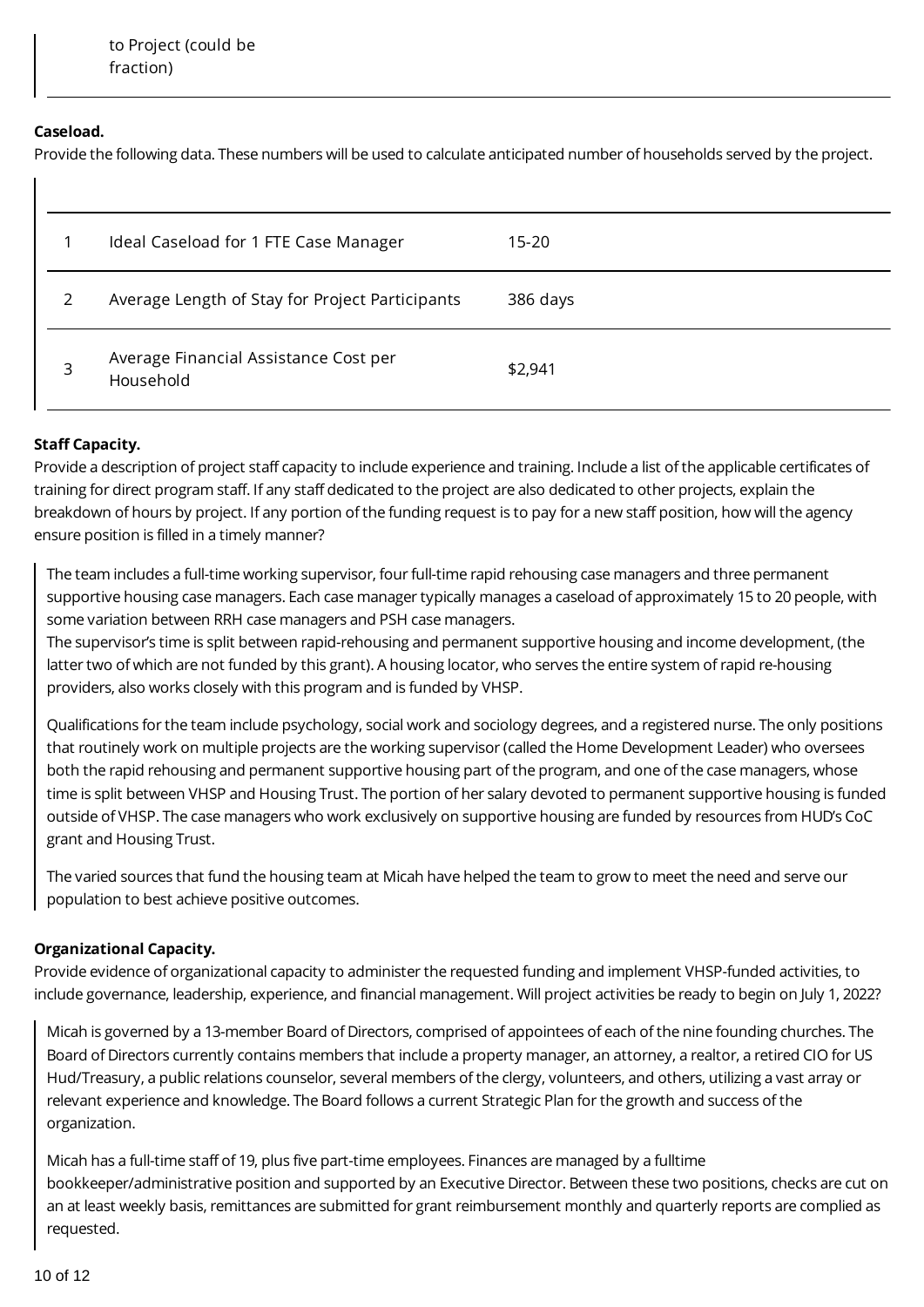to Project (could be fraction)

**Caseload.**

Provide the following data. These numbers will be used to calculate anticipated number of households served by the project.

| | | |
|---|---|---|
| 1 | Ideal Caseload for 1 FTE Case Manager | 15-20 |
| 2 | Average Length of Stay for Project Participants | 386 days |
| 3 | Average Financial Assistance Cost per Household | $2,941 |

**Staff Capacity.**

Provide a description of project staff capacity to include experience and training. Include a list of the applicable certificates of training for direct program staff. If any staff dedicated to the project are also dedicated to other projects, explain the breakdown of hours by project. If any portion of the funding request is to pay for a new staff position, how will the agency ensure position is filled in a timely manner?

The team includes a full-time working supervisor, four full-time rapid rehousing case managers and three permanent supportive housing case managers. Each case manager typically manages a caseload of approximately 15 to 20 people, with some variation between RRH case managers and PSH case managers.
The supervisor's time is split between rapid-rehousing and permanent supportive housing and income development, (the latter two of which are not funded by this grant). A housing locator, who serves the entire system of rapid re-housing providers, also works closely with this program and is funded by VHSP.

Qualifications for the team include psychology, social work and sociology degrees, and a registered nurse. The only positions that routinely work on multiple projects are the working supervisor (called the Home Development Leader) who oversees both the rapid rehousing and permanent supportive housing part of the program, and one of the case managers, whose time is split between VHSP and Housing Trust. The portion of her salary devoted to permanent supportive housing is funded outside of VHSP. The case managers who work exclusively on supportive housing are funded by resources from HUD's CoC grant and Housing Trust.

The varied sources that fund the housing team at Micah have helped the team to grow to meet the need and serve our population to best achieve positive outcomes.

**Organizational Capacity.**

Provide evidence of organizational capacity to administer the requested funding and implement VHSP-funded activities, to include governance, leadership, experience, and financial management. Will project activities be ready to begin on July 1, 2022?

Micah is governed by a 13-member Board of Directors, comprised of appointees of each of the nine founding churches. The Board of Directors currently contains members that include a property manager, an attorney, a realtor, a retired CIO for US Hud/Treasury, a public relations counselor, several members of the clergy, volunteers, and others, utilizing a vast array or relevant experience and knowledge. The Board follows a current Strategic Plan for the growth and success of the organization.

Micah has a full-time staff of 19, plus five part-time employees. Finances are managed by a fulltime bookkeeper/administrative position and supported by an Executive Director. Between these two positions, checks are cut on an at least weekly basis, remittances are submitted for grant reimbursement monthly and quarterly reports are complied as requested.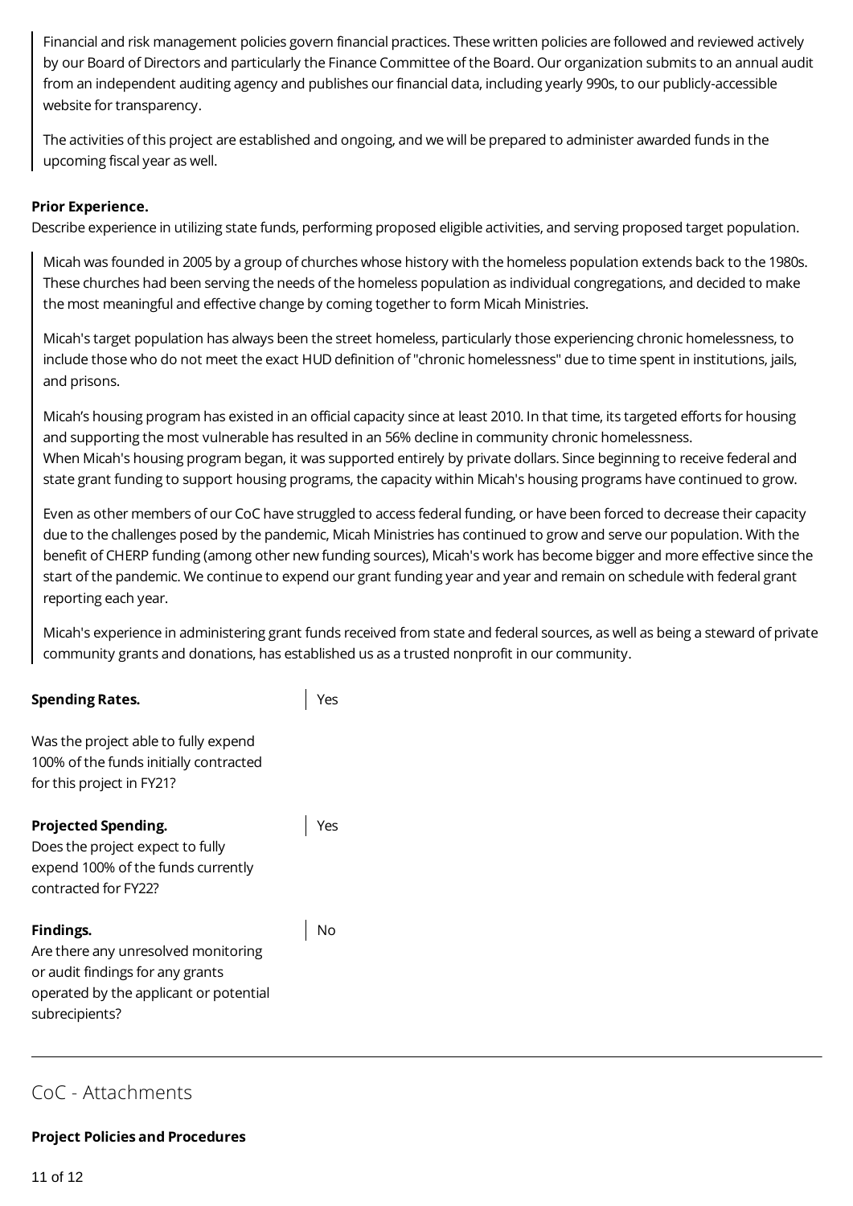Financial and risk management policies govern financial practices. These written policies are followed and reviewed actively by our Board of Directors and particularly the Finance Committee of the Board. Our organization submits to an annual audit from an independent auditing agency and publishes our financial data, including yearly 990s, to our publicly-accessible website for transparency.

The activities of this project are established and ongoing, and we will be prepared to administer awarded funds in the upcoming fiscal year as well.

**Prior Experience.**
Describe experience in utilizing state funds, performing proposed eligible activities, and serving proposed target population.

Micah was founded in 2005 by a group of churches whose history with the homeless population extends back to the 1980s. These churches had been serving the needs of the homeless population as individual congregations, and decided to make the most meaningful and effective change by coming together to form Micah Ministries.

Micah's target population has always been the street homeless, particularly those experiencing chronic homelessness, to include those who do not meet the exact HUD definition of "chronic homelessness" due to time spent in institutions, jails, and prisons.

Micah's housing program has existed in an official capacity since at least 2010. In that time, its targeted efforts for housing and supporting the most vulnerable has resulted in an 56% decline in community chronic homelessness.
When Micah's housing program began, it was supported entirely by private dollars. Since beginning to receive federal and state grant funding to support housing programs, the capacity within Micah's housing programs have continued to grow.

Even as other members of our CoC have struggled to access federal funding, or have been forced to decrease their capacity due to the challenges posed by the pandemic, Micah Ministries has continued to grow and serve our population. With the benefit of CHERP funding (among other new funding sources), Micah's work has become bigger and more effective since the start of the pandemic. We continue to expend our grant funding year and year and remain on schedule with federal grant reporting each year.

Micah's experience in administering grant funds received from state and federal sources, as well as being a steward of private community grants and donations, has established us as a trusted nonprofit in our community.

**Spending Rates.**

Was the project able to fully expend 100% of the funds initially contracted for this project in FY21?

Yes

**Projected Spending.**
Does the project expect to fully expend 100% of the funds currently contracted for FY22?

Yes

**Findings.**
Are there any unresolved monitoring or audit findings for any grants operated by the applicant or potential subrecipients?

No

## CoC - Attachments

**Project Policies and Procedures**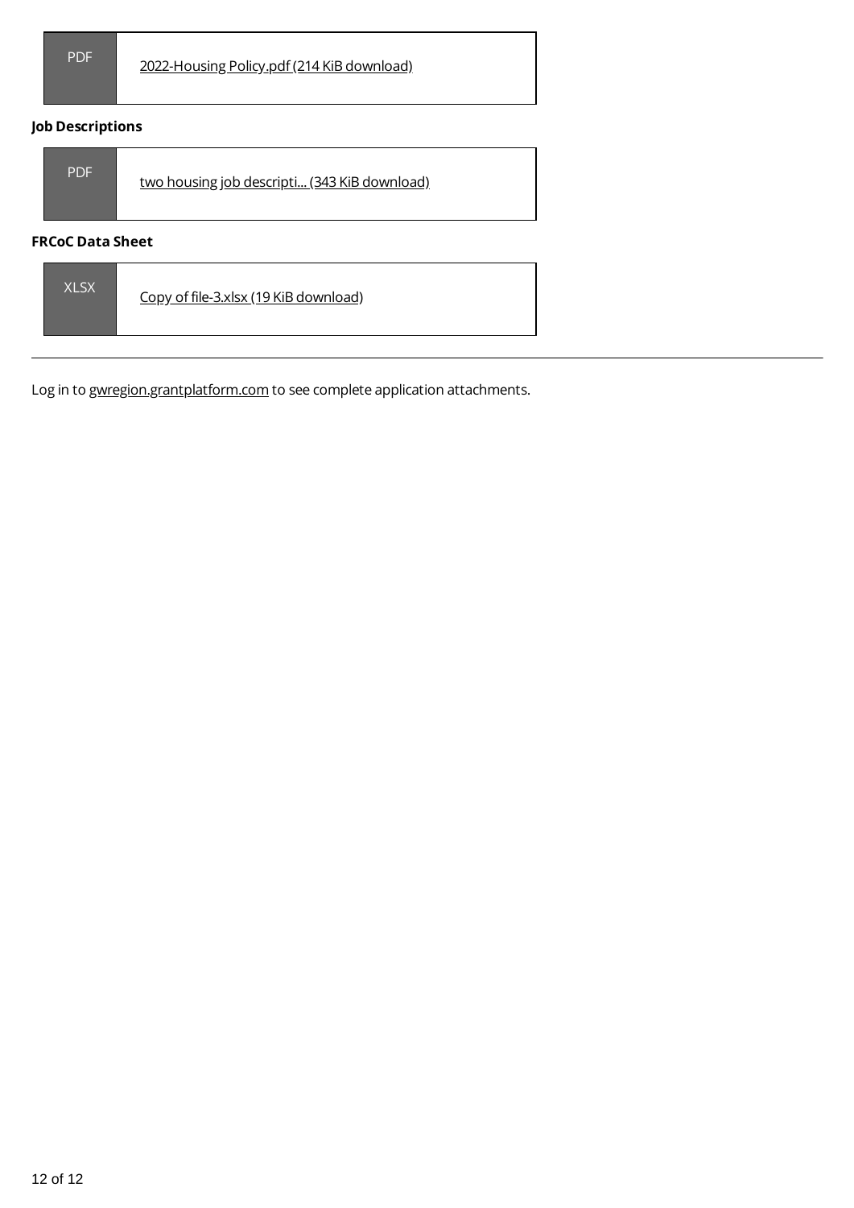PDF — 2022-Housing Policy.pdf (214 KiB download)

**Job Descriptions**

PDF — two housing job descripti... (343 KiB download)

**FRCoC Data Sheet**

XLSX — Copy of file-3.xlsx (19 KiB download)

---

Log in to gwregion.grantplatform.com to see complete application attachments.